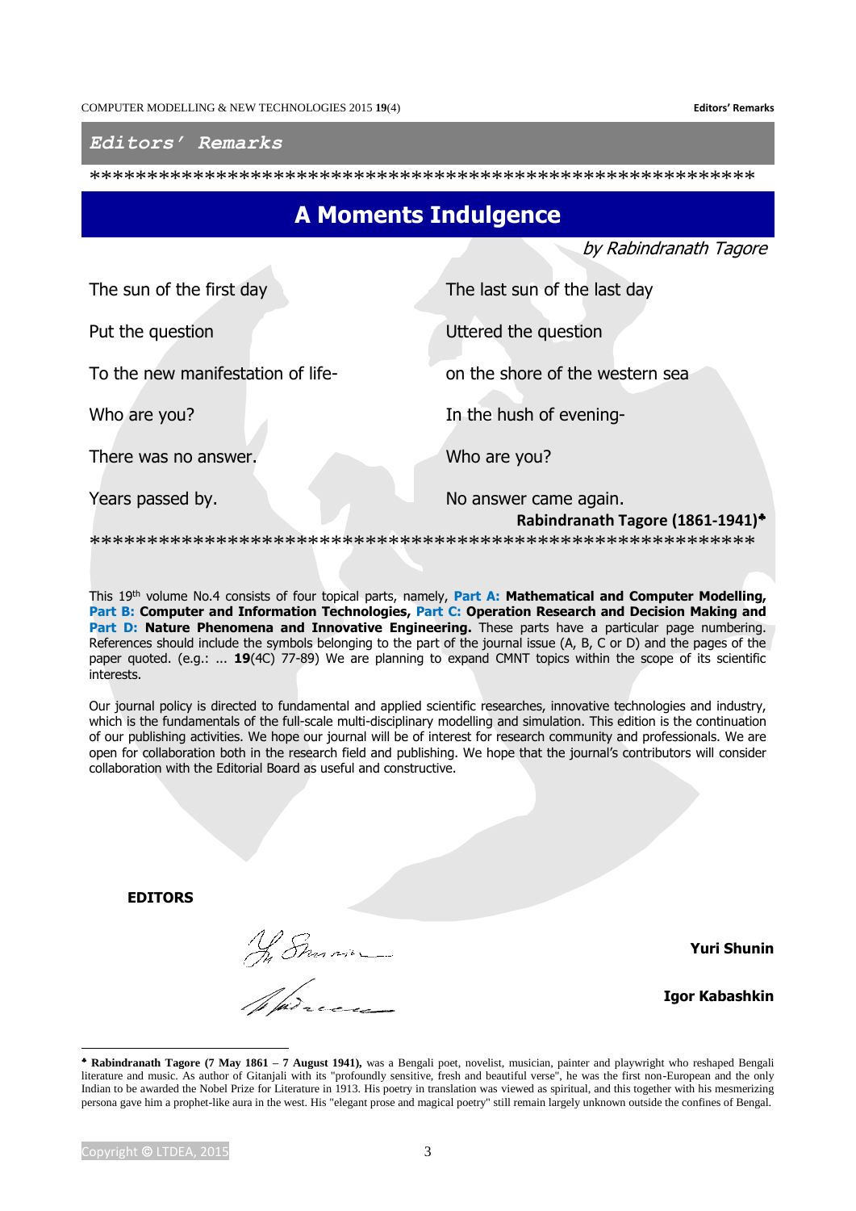## *Editors' Remarks*

*********************************************************

# A Moments Indulgence

*by Rabindranath Tagore*

The sun of the first day

Put the question

To the new manifestation of life-

Who are you?

There was no answer.

Years passed by.

The last sun of the last day

Uttered the question

on the shore of the western sea

In the hush of evening-

Who are you?

No answer came again.

**Rabindranath Tagore (1861-1941)**[♣]

*********************************************************

This 19th volume No.4 consists of four topical parts, namely, **Part A: Mathematical and Computer Modelling, Part B: Computer and Information Technologies, Part C: Operation Research and Decision Making and Part D: Nature Phenomena and Innovative Engineering.** These parts have a particular page numbering. References should include the symbols belonging to the part of the journal issue (A, B, C or D) and the pages of the paper quoted. (e.g.: ... **19**(4C) 77-89) We are planning to expand CMNT topics within the scope of its scientific interests.

Our journal policy is directed to fundamental and applied scientific researches, innovative technologies and industry, which is the fundamentals of the full-scale multi-disciplinary modelling and simulation. This edition is the continuation of our publishing activities. We hope our journal will be of interest for research community and professionals. We are open for collaboration both in the research field and publishing. We hope that the journal's contributors will consider collaboration with the Editorial Board as useful and constructive.

**EDITORS**

**Yuri Shunin**

**Igor Kabashkin**

---

[♣] **Rabindranath Tagore (7 May 1861 – 7 August 1941),** was a Bengali poet, novelist, musician, painter and playwright who reshaped Bengali literature and music. As author of Gitanjali with its "profoundly sensitive, fresh and beautiful verse", he was the first non-European and the only Indian to be awarded the Nobel Prize for Literature in 1913. His poetry in translation was viewed as spiritual, and this together with his mesmerizing persona gave him a prophet-like aura in the west. His "elegant prose and magical poetry" still remain largely unknown outside the confines of Bengal.